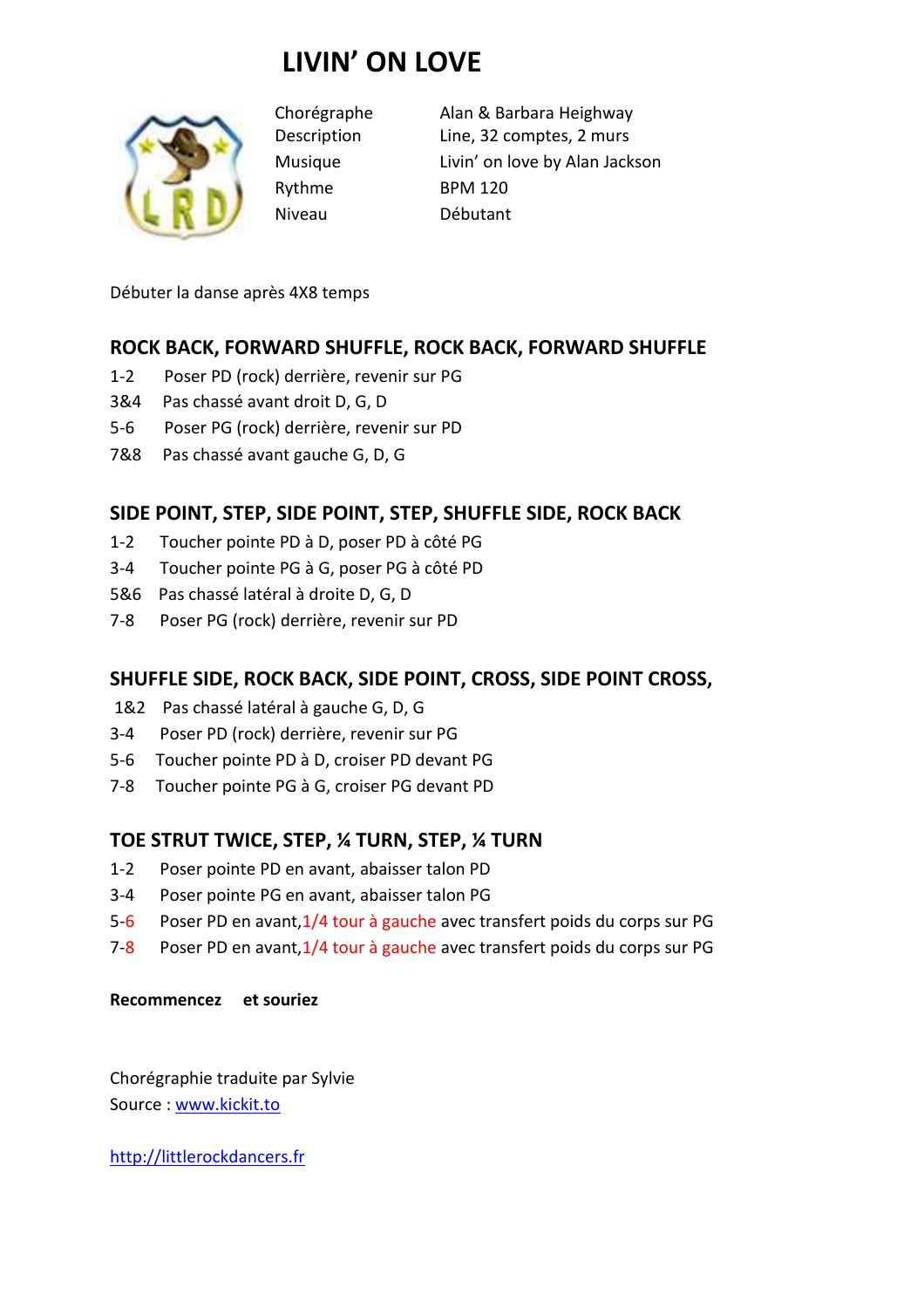# LIVIN' ON LOVE

| | |
|---|---|
| Chorégraphe | Alan & Barbara Heighway |
| Description | Line, 32 comptes, 2 murs |
| Musique | Livin' on love by Alan Jackson |
| Rythme | BPM 120 |
| Niveau | Débutant |

Débuter la danse après 4X8 temps

## ROCK BACK, FORWARD SHUFFLE, ROCK BACK, FORWARD SHUFFLE

1-2 Poser PD (rock) derrière, revenir sur PG
3&4 Pas chassé avant droit D, G, D
5-6 Poser PG (rock) derrière, revenir sur PD
7&8 Pas chassé avant gauche G, D, G

## SIDE POINT, STEP, SIDE POINT, STEP, SHUFFLE SIDE, ROCK BACK

1-2 Toucher pointe PD à D, poser PD à côté PG
3-4 Toucher pointe PG à G, poser PG à côté PD
5&6 Pas chassé latéral à droite D, G, D
7-8 Poser PG (rock) derrière, revenir sur PD

## SHUFFLE SIDE, ROCK BACK, SIDE POINT, CROSS, SIDE POINT CROSS,

1&2 Pas chassé latéral à gauche G, D, G
3-4 Poser PD (rock) derrière, revenir sur PG
5-6 Toucher pointe PD à D, croiser PD devant PG
7-8 Toucher pointe PG à G, croiser PG devant PD

## TOE STRUT TWICE, STEP, ¼ TURN, STEP, ¼ TURN

1-2 Poser pointe PD en avant, abaisser talon PD
3-4 Poser pointe PG en avant, abaisser talon PG
5-6 Poser PD en avant,1/4 tour à gauche avec transfert poids du corps sur PG
7-8 Poser PD en avant,1/4 tour à gauche avec transfert poids du corps sur PG

**Recommencez et souriez**

Chorégraphie traduite par Sylvie
Source : [www.kickit.to](http://www.kickit.to)

[http://littlerockdancers.fr](http://littlerockdancers.fr)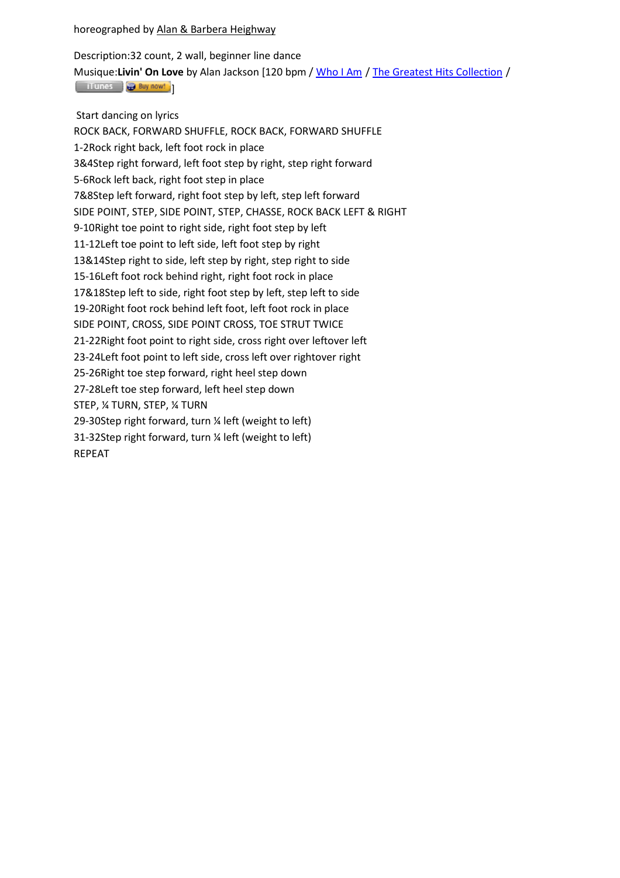horeographed by Alan & Barbera Heighway

Description:32 count, 2 wall, beginner line dance

Musique:**Livin' On Love** by Alan Jackson [120 bpm / Who I Am / The Greatest Hits Collection / ]

Start dancing on lyrics

ROCK BACK, FORWARD SHUFFLE, ROCK BACK, FORWARD SHUFFLE

1-2Rock right back, left foot rock in place

3&4Step right forward, left foot step by right, step right forward

5-6Rock left back, right foot step in place

7&8Step left forward, right foot step by left, step left forward

SIDE POINT, STEP, SIDE POINT, STEP, CHASSE, ROCK BACK LEFT & RIGHT

9-10Right toe point to right side, right foot step by left

11-12Left toe point to left side, left foot step by right

13&14Step right to side, left step by right, step right to side

15-16Left foot rock behind right, right foot rock in place

17&18Step left to side, right foot step by left, step left to side

19-20Right foot rock behind left foot, left foot rock in place

SIDE POINT, CROSS, SIDE POINT CROSS, TOE STRUT TWICE

21-22Right foot point to right side, cross right over leftover left

23-24Left foot point to left side, cross left over rightover right

25-26Right toe step forward, right heel step down

27-28Left toe step forward, left heel step down

STEP, ¼ TURN, STEP, ¼ TURN

29-30Step right forward, turn ¼ left (weight to left)

31-32Step right forward, turn ¼ left (weight to left)

REPEAT